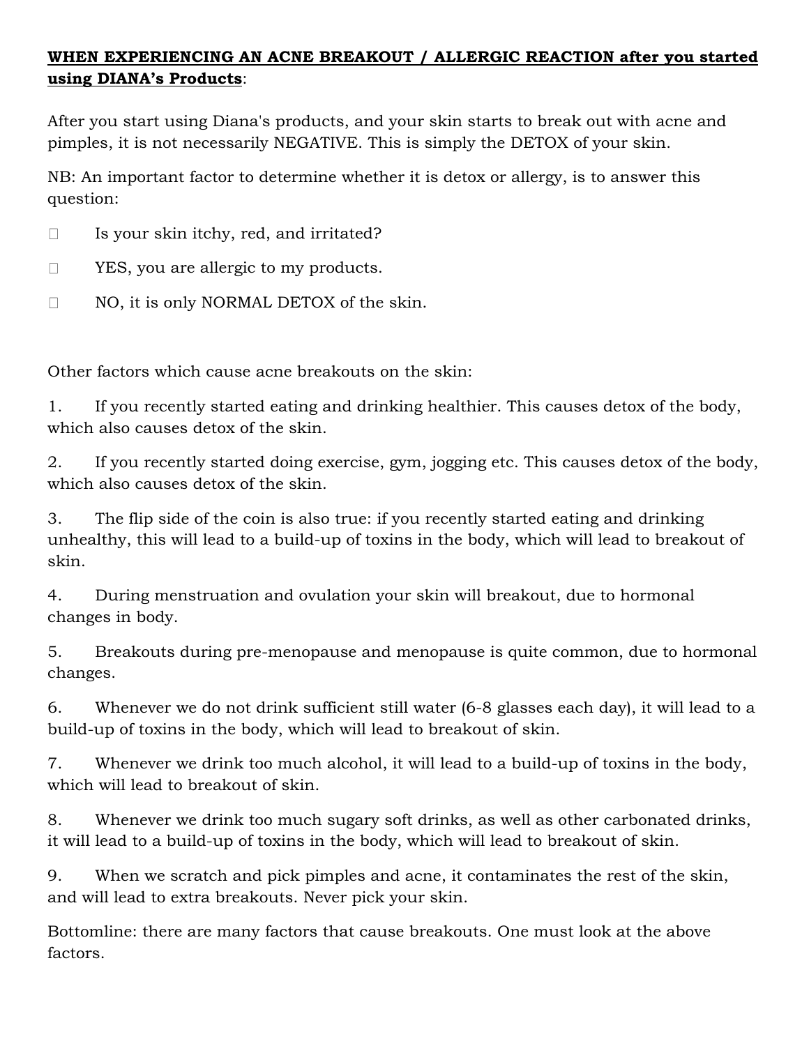**WHEN EXPERIENCING AN ACNE BREAKOUT / ALLERGIC REACTION after you started using DIANA's Products**:

After you start using Diana's products, and your skin starts to break out with acne and pimples, it is not necessarily NEGATIVE. This is simply the DETOX of your skin.

NB: An important factor to determine whether it is detox or allergy, is to answer this question:

- Is your skin itchy, red, and irritated?
- YES, you are allergic to my products.
- NO, it is only NORMAL DETOX of the skin.

Other factors which cause acne breakouts on the skin:

1. If you recently started eating and drinking healthier. This causes detox of the body, which also causes detox of the skin.
2. If you recently started doing exercise, gym, jogging etc. This causes detox of the body, which also causes detox of the skin.
3. The flip side of the coin is also true: if you recently started eating and drinking unhealthy, this will lead to a build-up of toxins in the body, which will lead to breakout of skin.
4. During menstruation and ovulation your skin will breakout, due to hormonal changes in body.
5. Breakouts during pre-menopause and menopause is quite common, due to hormonal changes.
6. Whenever we do not drink sufficient still water (6-8 glasses each day), it will lead to a build-up of toxins in the body, which will lead to breakout of skin.
7. Whenever we drink too much alcohol, it will lead to a build-up of toxins in the body, which will lead to breakout of skin.
8. Whenever we drink too much sugary soft drinks, as well as other carbonated drinks, it will lead to a build-up of toxins in the body, which will lead to breakout of skin.
9. When we scratch and pick pimples and acne, it contaminates the rest of the skin, and will lead to extra breakouts. Never pick your skin.

Bottomline: there are many factors that cause breakouts. One must look at the above factors.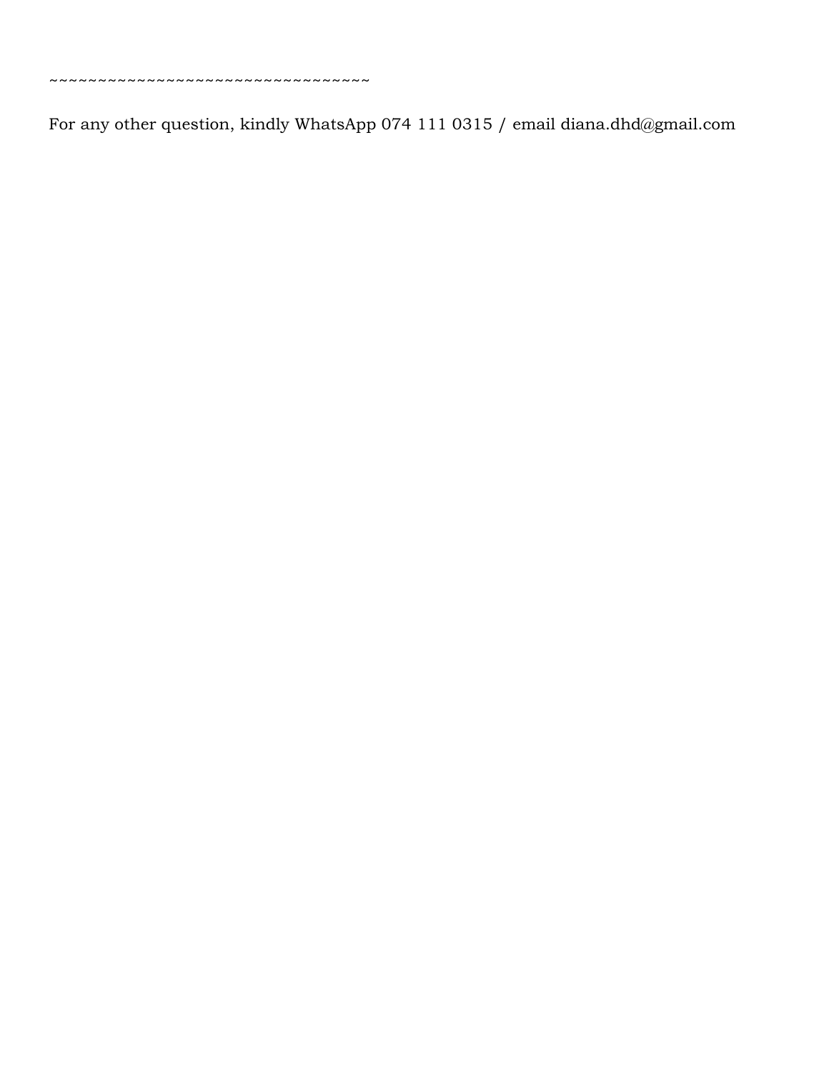~~~~~~~~~~~~~~~~~~~~~~~~~~~~~~~~~~~

For any other question, kindly WhatsApp 074 111 0315 / email diana.dhd@gmail.com